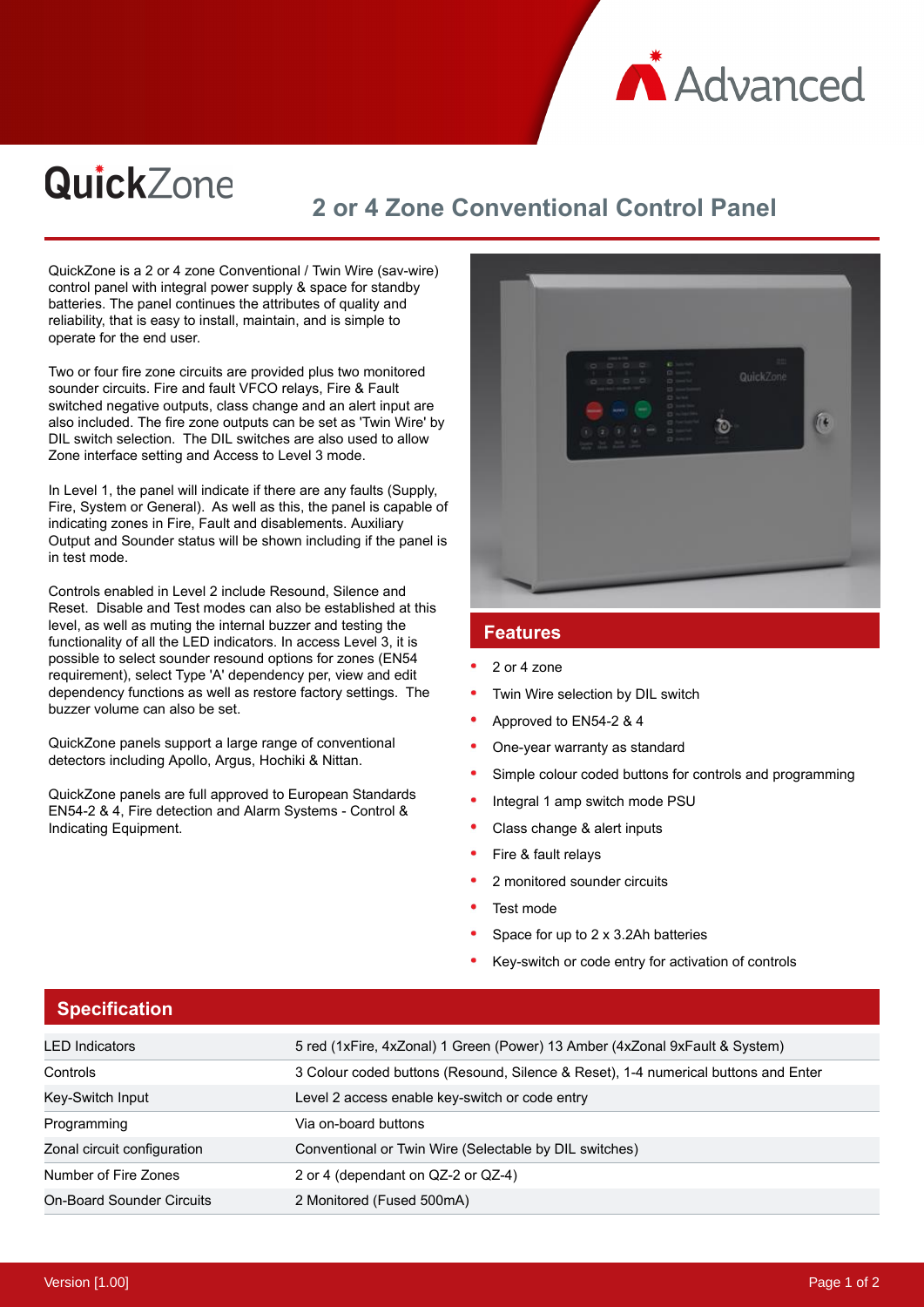# QuickZone

## 2 or 4 Zone Conventional Control Panel

QuickZone is a 2 or 4 zone Conventional / Twin Wire (sav-wire) control panel with integral power supply & space for standby batteries. The panel continues the attributes of quality and reliability, that is easy to install, maintain, and is simple to operate for the end user.

Two or four fire zone circuits are provided plus two monitored sounder circuits. Fire and fault VFCO relays, Fire & Fault switched negative outputs, class change and an alert input are also included. The fire zone outputs can be set as 'Twin Wire' by DIL switch selection. The DIL switches are also used to allow Zone interface setting and Access to Level 3 mode.

In Level 1, the panel will indicate if there are any faults (Supply, Fire, System or General). As well as this, the panel is capable of indicating zones in Fire, Fault and disablements. Auxiliary Output and Sounder status will be shown including if the panel is in test mode.

Controls enabled in Level 2 include Resound, Silence and Reset. Disable and Test modes can also be established at this level, as well as muting the internal buzzer and testing the functionality of all the LED indicators. In access Level 3, it is possible to select sounder resound options for zones (EN54 requirement), select Type 'A' dependency per, view and edit dependency functions as well as restore factory settings. The buzzer volume can also be set.

QuickZone panels support a large range of conventional detectors including Apollo, Argus, Hochiki & Nittan.

QuickZone panels are full approved to European Standards EN54-2 & 4, Fire detection and Alarm Systems - Control & Indicating Equipment.

## Features

- 2 or 4 zone
- Twin Wire selection by DIL switch
- Approved to EN54-2 & 4
- One-year warranty as standard
- Simple colour coded buttons for controls and programming
- Integral 1 amp switch mode PSU
- Class change & alert inputs
- Fire & fault relays
- 2 monitored sounder circuits
- Test mode
- Space for up to 2 x 3.2Ah batteries
- Key-switch or code entry for activation of controls

## Specification

| | |
|---|---|
| LED Indicators | 5 red (1xFire, 4xZonal) 1 Green (Power) 13 Amber (4xZonal 9xFault & System) |
| Controls | 3 Colour coded buttons (Resound, Silence & Reset), 1-4 numerical buttons and Enter |
| Key-Switch Input | Level 2 access enable key-switch or code entry |
| Programming | Via on-board buttons |
| Zonal circuit configuration | Conventional or Twin Wire (Selectable by DIL switches) |
| Number of Fire Zones | 2 or 4 (dependant on QZ-2 or QZ-4) |
| On-Board Sounder Circuits | 2 Monitored (Fused 500mA) |

Version [1.00]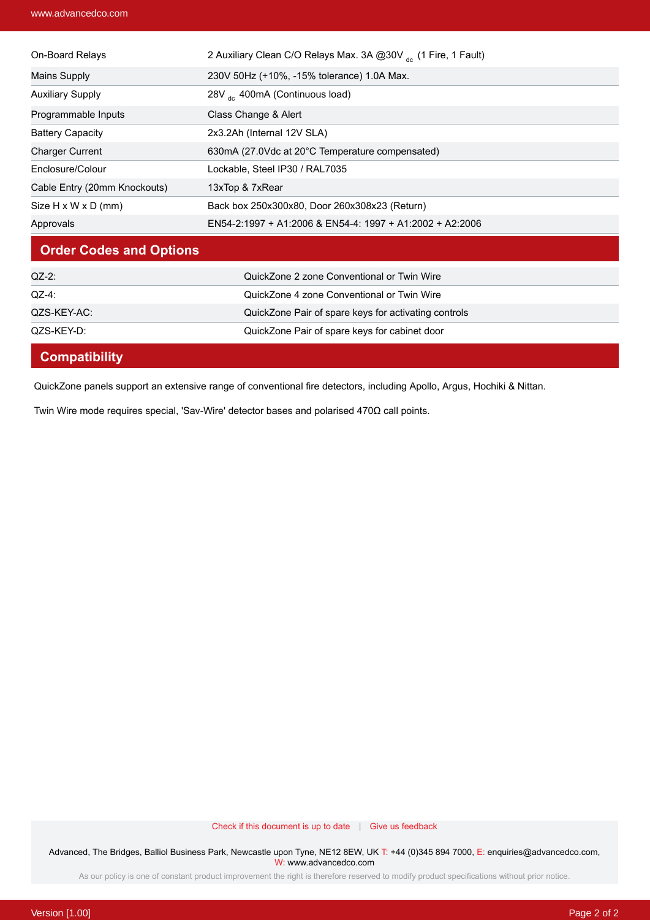| | |
|---|---|
| On-Board Relays | 2 Auxiliary Clean C/O Relays Max. 3A @30V $_{dc}$ (1 Fire, 1 Fault) |
| Mains Supply | 230V 50Hz (+10%, -15% tolerance) 1.0A Max. |
| Auxiliary Supply | 28V $_{dc}$ 400mA (Continuous load) |
| Programmable Inputs | Class Change & Alert |
| Battery Capacity | 2x3.2Ah (Internal 12V SLA) |
| Charger Current | 630mA (27.0Vdc at 20°C Temperature compensated) |
| Enclosure/Colour | Lockable, Steel IP30 / RAL7035 |
| Cable Entry (20mm Knockouts) | 13xTop & 7xRear |
| Size H x W x D (mm) | Back box 250x300x80, Door 260x308x23 (Return) |
| Approvals | EN54-2:1997 + A1:2006 & EN54-4: 1997 + A1:2002 + A2:2006 |

## Order Codes and Options

| | |
|---|---|
| QZ-2: | QuickZone 2 zone Conventional or Twin Wire |
| QZ-4: | QuickZone 4 zone Conventional or Twin Wire |
| QZS-KEY-AC: | QuickZone Pair of spare keys for activating controls |
| QZS-KEY-D: | QuickZone Pair of spare keys for cabinet door |

## Compatibility

QuickZone panels support an extensive range of conventional fire detectors, including Apollo, Argus, Hochiki & Nittan.

Twin Wire mode requires special, 'Sav-Wire' detector bases and polarised 470Ω call points.

Check if this document is up to date | Give us feedback

Advanced, The Bridges, Balliol Business Park, Newcastle upon Tyne, NE12 8EW, UK T: +44 (0)345 894 7000, E: enquiries@advancedco.com, W: www.advancedco.com

As our policy is one of constant product improvement the right is therefore reserved to modify product specifications without prior notice.

Version [1.00]